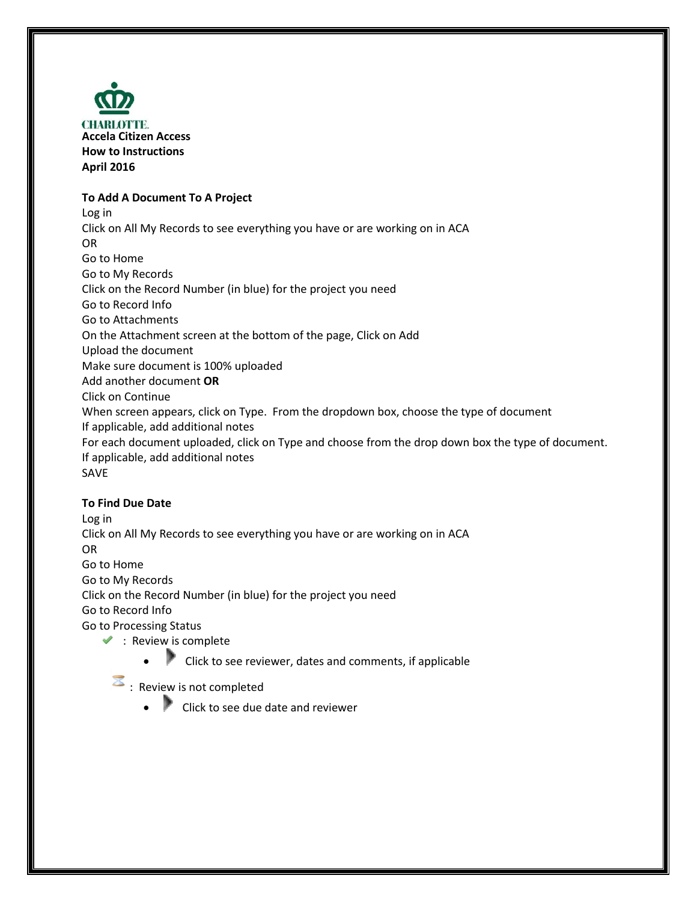CHARLOTTE.

**Accela Citizen Access**
**How to Instructions**
**April 2016**

**To Add A Document To A Project**

Log in
Click on All My Records to see everything you have or are working on in ACA
OR
Go to Home
Go to My Records
Click on the Record Number (in blue) for the project you need
Go to Record Info
Go to Attachments
On the Attachment screen at the bottom of the page, Click on Add
Upload the document
Make sure document is 100% uploaded
Add another document **OR**
Click on Continue
When screen appears, click on Type. From the dropdown box, choose the type of document
If applicable, add additional notes
For each document uploaded, click on Type and choose from the drop down box the type of document.
If applicable, add additional notes
SAVE

**To Find Due Date**

Log in
Click on All My Records to see everything you have or are working on in ACA
OR
Go to Home
Go to My Records
Click on the Record Number (in blue) for the project you need
Go to Record Info
Go to Processing Status

✔ : Review is complete

- ▶ Click to see reviewer, dates and comments, if applicable

⌛ : Review is not completed

- ▶ Click to see due date and reviewer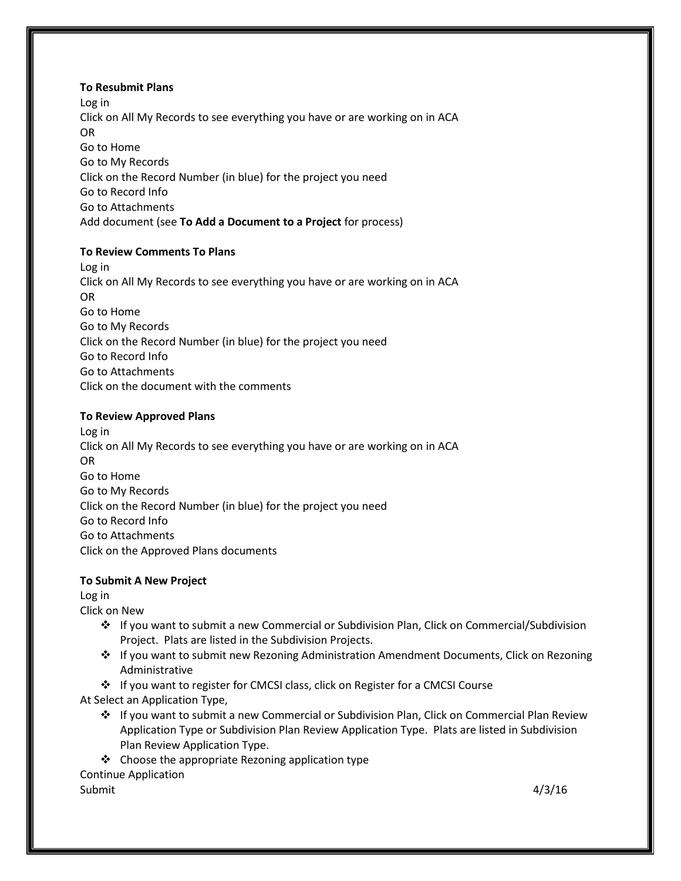**To Resubmit Plans**

Log in
Click on All My Records to see everything you have or are working on in ACA
OR
Go to Home
Go to My Records
Click on the Record Number (in blue) for the project you need
Go to Record Info
Go to Attachments
Add document (see **To Add a Document to a Project** for process)

**To Review Comments To Plans**

Log in
Click on All My Records to see everything you have or are working on in ACA
OR
Go to Home
Go to My Records
Click on the Record Number (in blue) for the project you need
Go to Record Info
Go to Attachments
Click on the document with the comments

**To Review Approved Plans**

Log in
Click on All My Records to see everything you have or are working on in ACA
OR
Go to Home
Go to My Records
Click on the Record Number (in blue) for the project you need
Go to Record Info
Go to Attachments
Click on the Approved Plans documents

**To Submit A New Project**

Log in
Click on New

- If you want to submit a new Commercial or Subdivision Plan, Click on Commercial/Subdivision Project. Plats are listed in the Subdivision Projects.
- If you want to submit new Rezoning Administration Amendment Documents, Click on Rezoning Administrative
- If you want to register for CMCSI class, click on Register for a CMCSI Course

At Select an Application Type,

- If you want to submit a new Commercial or Subdivision Plan, Click on Commercial Plan Review Application Type or Subdivision Plan Review Application Type. Plats are listed in Subdivision Plan Review Application Type.
- Choose the appropriate Rezoning application type

Continue Application
Submit

4/3/16